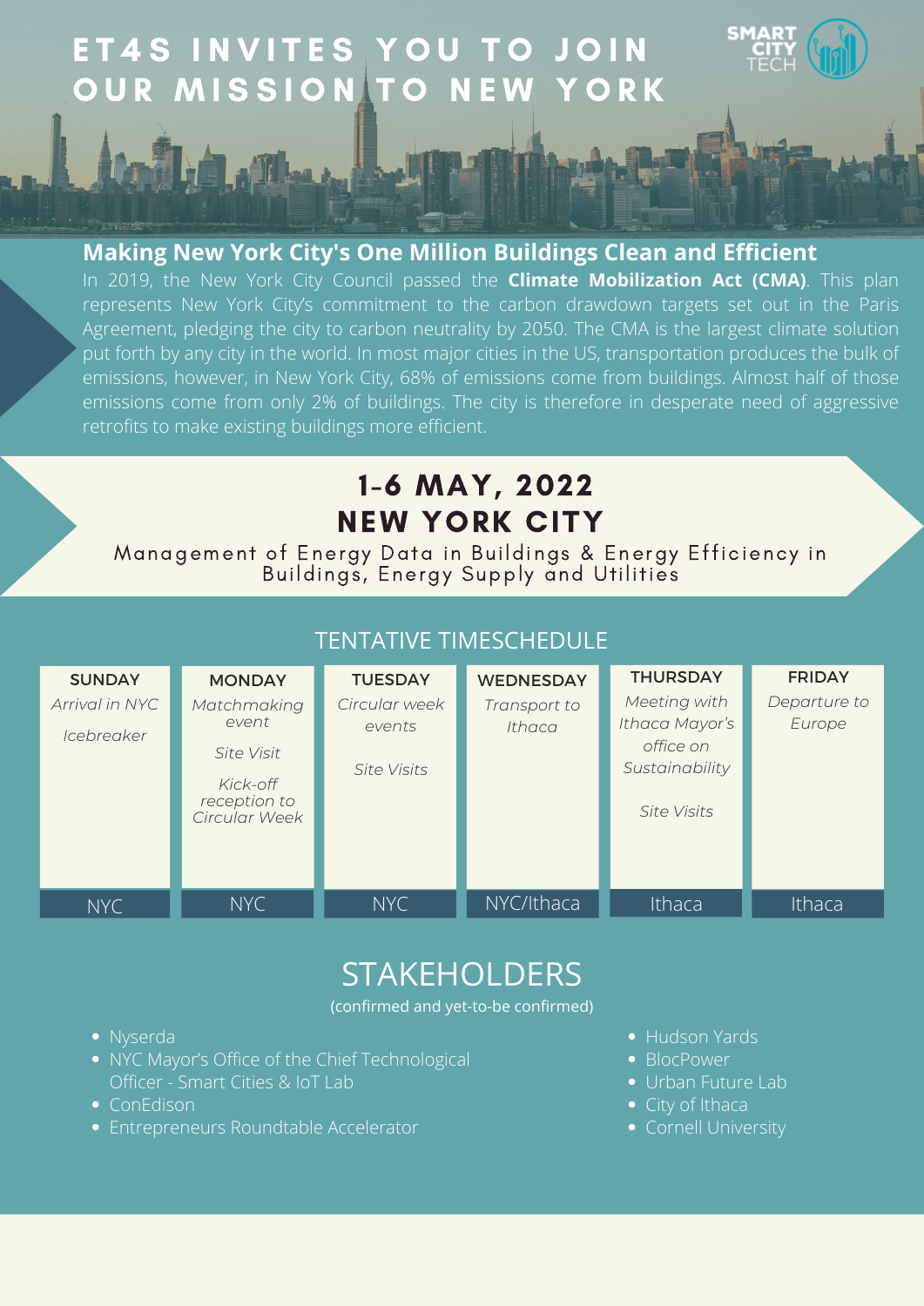# ET4S INVITES YOU TO JOIN OUR MISSION TO NEW YORK

SMART CITY TECH

## Making New York City's One Million Buildings Clean and Efficient

In 2019, the New York City Council passed the **Climate Mobilization Act (CMA)**. This plan represents New York City's commitment to the carbon drawdown targets set out in the Paris Agreement, pledging the city to carbon neutrality by 2050. The CMA is the largest climate solution put forth by any city in the world. In most major cities in the US, transportation produces the bulk of emissions, however, in New York City, 68% of emissions come from buildings. Almost half of those emissions come from only 2% of buildings. The city is therefore in desperate need of aggressive retrofits to make existing buildings more efficient.

## 1-6 MAY, 2022
## NEW YORK CITY

Management of Energy Data in Buildings & Energy Efficiency in Buildings, Energy Supply and Utilities

## TENTATIVE TIMESCHEDULE

| SUNDAY | MONDAY | TUESDAY | WEDNESDAY | THURSDAY | FRIDAY |
|---|---|---|---|---|---|
| *Arrival in NYC*<br><br>*Icebreaker* | *Matchmaking event*<br><br>*Site Visit*<br><br>*Kick-off reception to Circular Week* | *Circular week events*<br><br>*Site Visits* | *Transport to Ithaca* | *Meeting with Ithaca Mayor's office on Sustainability*<br><br>*Site Visits* | *Departure to Europe* |
| NYC | NYC | NYC | NYC/Ithaca | Ithaca | Ithaca |

## STAKEHOLDERS

(confirmed and yet-to-be confirmed)

- Nyserda
- NYC Mayor's Office of the Chief Technological Officer - Smart Cities & IoT Lab
- ConEdison
- Entrepreneurs Roundtable Accelerator
- Hudson Yards
- BlocPower
- Urban Future Lab
- City of Ithaca
- Cornell University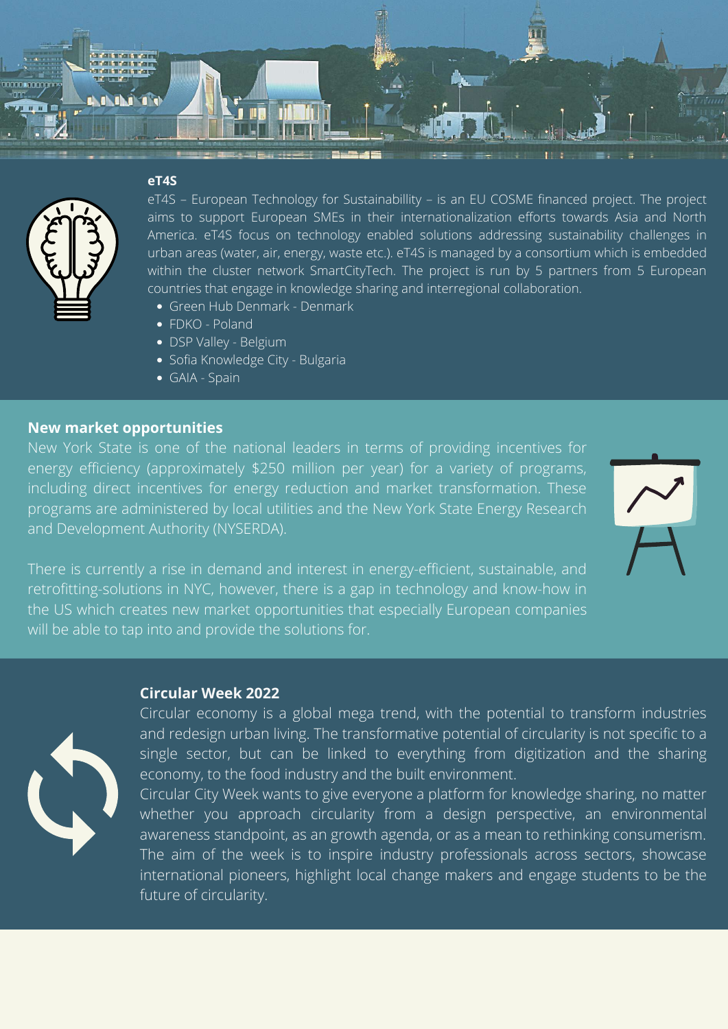## eT4S

eT4S – European Technology for Sustainabillity – is an EU COSME financed project. The project aims to support European SMEs in their internationalization efforts towards Asia and North America. eT4S focus on technology enabled solutions addressing sustainability challenges in urban areas (water, air, energy, waste etc.). eT4S is managed by a consortium which is embedded within the cluster network SmartCityTech. The project is run by 5 partners from 5 European countries that engage in knowledge sharing and interregional collaboration.

- Green Hub Denmark - Denmark
- FDKO - Poland
- DSP Valley - Belgium
- Sofia Knowledge City - Bulgaria
- GAIA - Spain

## New market opportunities

New York State is one of the national leaders in terms of providing incentives for energy efficiency (approximately $250 million per year) for a variety of programs, including direct incentives for energy reduction and market transformation. These programs are administered by local utilities and the New York State Energy Research and Development Authority (NYSERDA).

There is currently a rise in demand and interest in energy-efficient, sustainable, and retrofitting-solutions in NYC, however, there is a gap in technology and know-how in the US which creates new market opportunities that especially European companies will be able to tap into and provide the solutions for.

## Circular Week 2022

Circular economy is a global mega trend, with the potential to transform industries and redesign urban living. The transformative potential of circularity is not specific to a single sector, but can be linked to everything from digitization and the sharing economy, to the food industry and the built environment.

Circular City Week wants to give everyone a platform for knowledge sharing, no matter whether you approach circularity from a design perspective, an environmental awareness standpoint, as an growth agenda, or as a mean to rethinking consumerism. The aim of the week is to inspire industry professionals across sectors, showcase international pioneers, highlight local change makers and engage students to be the future of circularity.